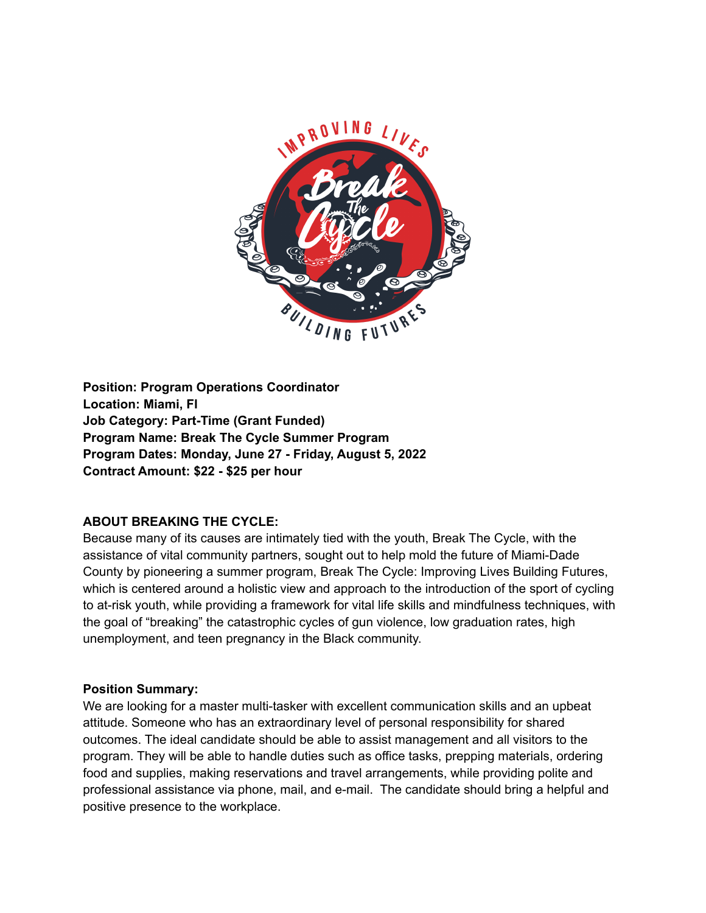**Position: Program Operations Coordinator**
**Location: Miami, Fl**
**Job Category: Part-Time (Grant Funded)**
**Program Name: Break The Cycle Summer Program**
**Program Dates: Monday, June 27 - Friday, August 5, 2022**
**Contract Amount: $22 - $25 per hour**

**ABOUT BREAKING THE CYCLE:**

Because many of its causes are intimately tied with the youth, Break The Cycle, with the assistance of vital community partners, sought out to help mold the future of Miami-Dade County by pioneering a summer program, Break The Cycle: Improving Lives Building Futures, which is centered around a holistic view and approach to the introduction of the sport of cycling to at-risk youth, while providing a framework for vital life skills and mindfulness techniques, with the goal of "breaking" the catastrophic cycles of gun violence, low graduation rates, high unemployment, and teen pregnancy in the Black community.

**Position Summary:**

We are looking for a master multi-tasker with excellent communication skills and an upbeat attitude. Someone who has an extraordinary level of personal responsibility for shared outcomes. The ideal candidate should be able to assist management and all visitors to the program. They will be able to handle duties such as office tasks, prepping materials, ordering food and supplies, making reservations and travel arrangements, while providing polite and professional assistance via phone, mail, and e-mail. The candidate should bring a helpful and positive presence to the workplace.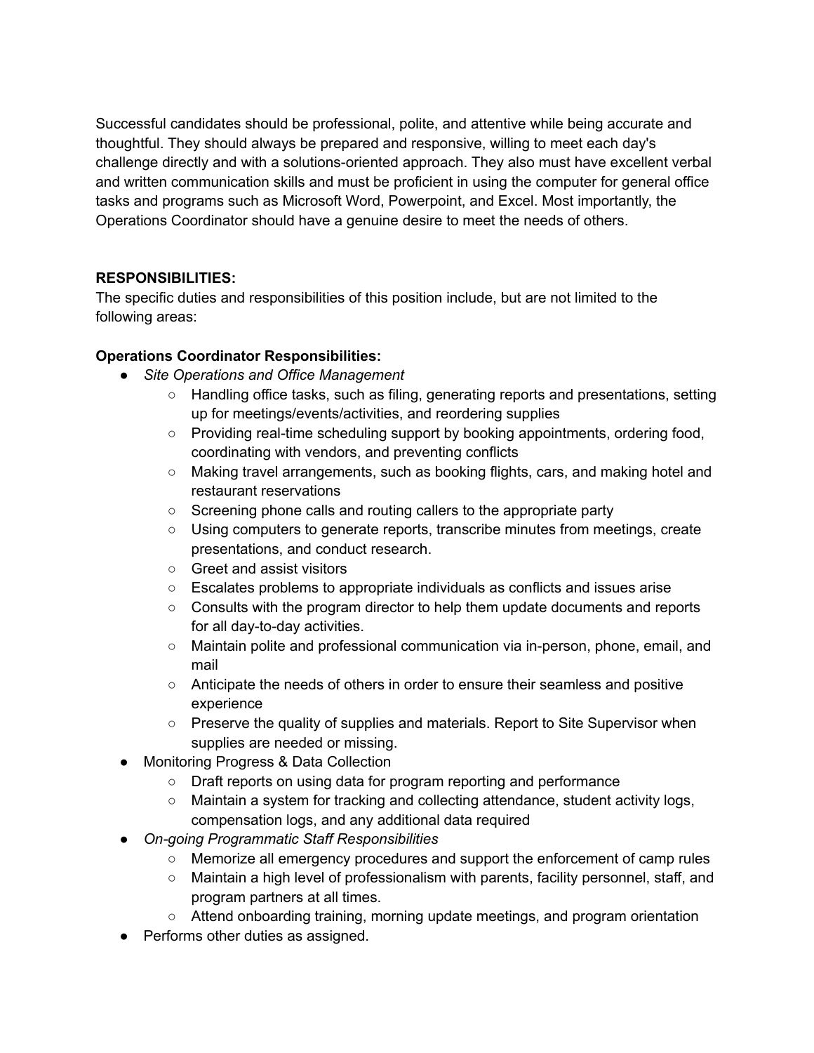Successful candidates should be professional, polite, and attentive while being accurate and thoughtful. They should always be prepared and responsive, willing to meet each day's challenge directly and with a solutions-oriented approach. They also must have excellent verbal and written communication skills and must be proficient in using the computer for general office tasks and programs such as Microsoft Word, Powerpoint, and Excel. Most importantly, the Operations Coordinator should have a genuine desire to meet the needs of others.

**RESPONSIBILITIES:**
The specific duties and responsibilities of this position include, but are not limited to the following areas:

**Operations Coordinator Responsibilities:**

- *Site Operations and Office Management*
    - Handling office tasks, such as filing, generating reports and presentations, setting up for meetings/events/activities, and reordering supplies
    - Providing real-time scheduling support by booking appointments, ordering food, coordinating with vendors, and preventing conflicts
    - Making travel arrangements, such as booking flights, cars, and making hotel and restaurant reservations
    - Screening phone calls and routing callers to the appropriate party
    - Using computers to generate reports, transcribe minutes from meetings, create presentations, and conduct research.
    - Greet and assist visitors
    - Escalates problems to appropriate individuals as conflicts and issues arise
    - Consults with the program director to help them update documents and reports for all day-to-day activities.
    - Maintain polite and professional communication via in-person, phone, email, and mail
    - Anticipate the needs of others in order to ensure their seamless and positive experience
    - Preserve the quality of supplies and materials. Report to Site Supervisor when supplies are needed or missing.
- Monitoring Progress & Data Collection
    - Draft reports on using data for program reporting and performance
    - Maintain a system for tracking and collecting attendance, student activity logs, compensation logs, and any additional data required
- *On-going Programmatic Staff Responsibilities*
    - Memorize all emergency procedures and support the enforcement of camp rules
    - Maintain a high level of professionalism with parents, facility personnel, staff, and program partners at all times.
    - Attend onboarding training, morning update meetings, and program orientation
- Performs other duties as assigned.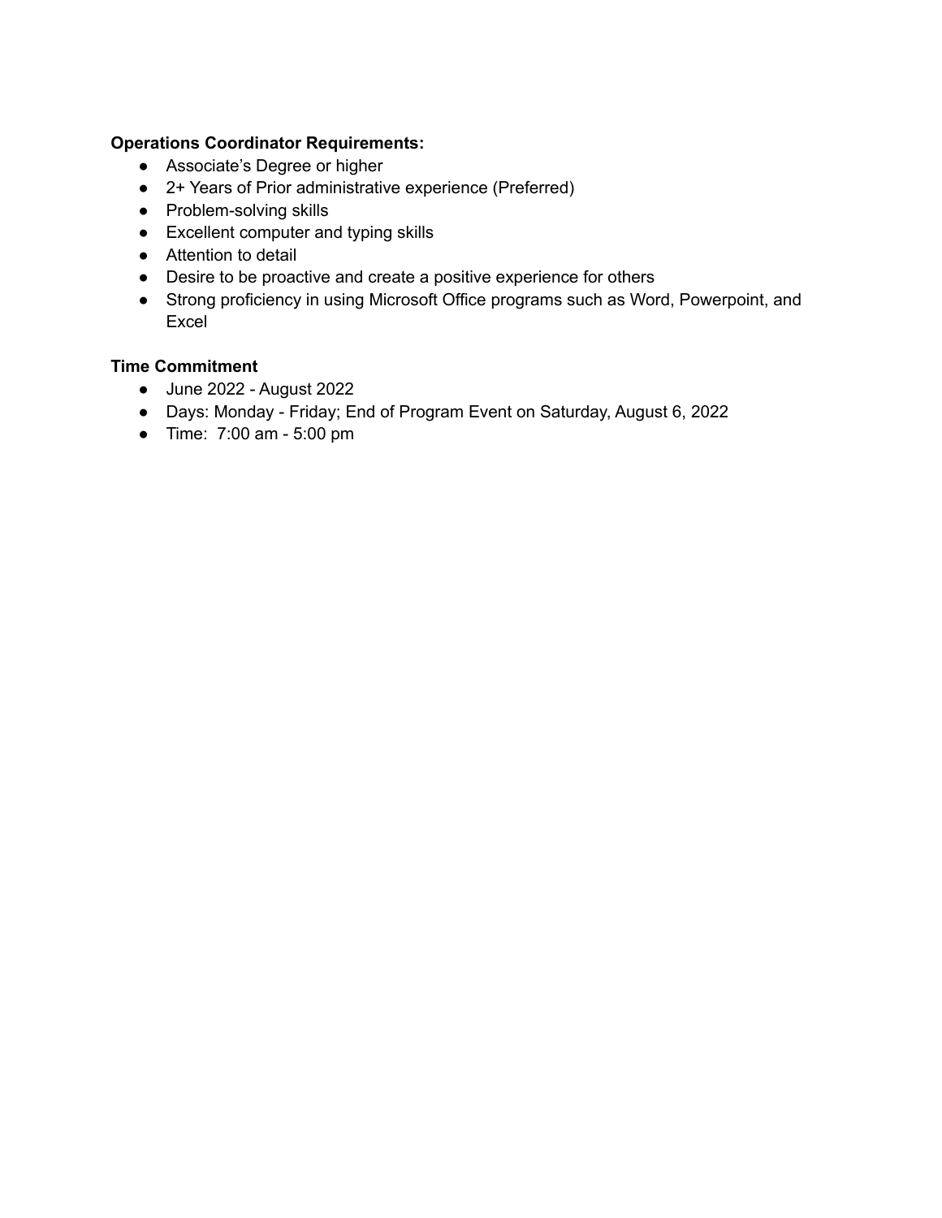**Operations Coordinator Requirements:**

- Associate’s Degree or higher
- 2+ Years of Prior administrative experience (Preferred)
- Problem-solving skills
- Excellent computer and typing skills
- Attention to detail
- Desire to be proactive and create a positive experience for others
- Strong proficiency in using Microsoft Office programs such as Word, Powerpoint, and Excel

**Time Commitment**

- June 2022 - August 2022
- Days: Monday - Friday; End of Program Event on Saturday, August 6, 2022
- Time: 7:00 am - 5:00 pm